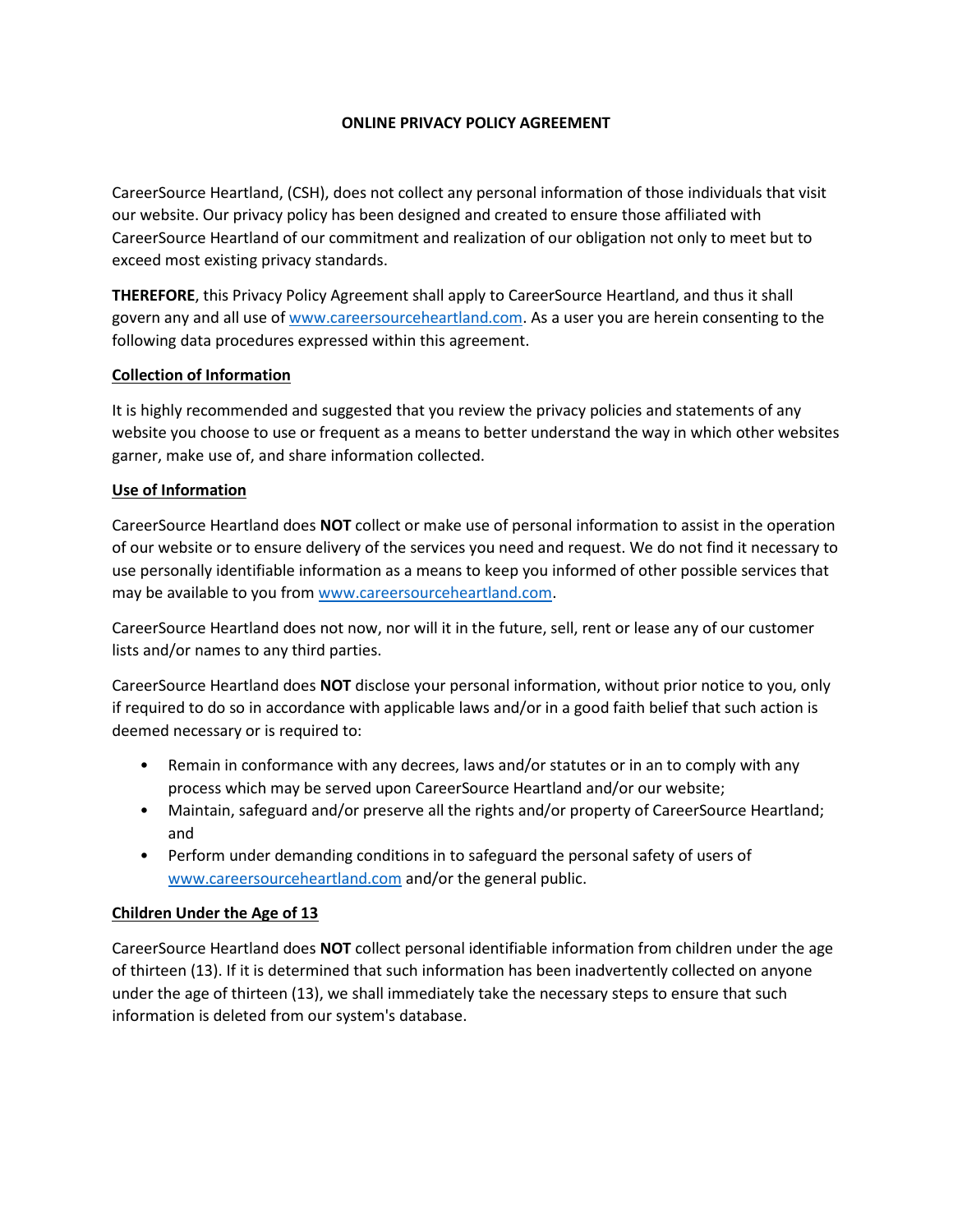# ONLINE PRIVACY POLICY AGREEMENT

CareerSource Heartland, (CSH), does not collect any personal information of those individuals that visit our website. Our privacy policy has been designed and created to ensure those affiliated with CareerSource Heartland of our commitment and realization of our obligation not only to meet but to exceed most existing privacy standards.

**THEREFORE**, this Privacy Policy Agreement shall apply to CareerSource Heartland, and thus it shall govern any and all use of www.careersourceheartland.com. As a user you are herein consenting to the following data procedures expressed within this agreement.

## Collection of Information

It is highly recommended and suggested that you review the privacy policies and statements of any website you choose to use or frequent as a means to better understand the way in which other websites garner, make use of, and share information collected.

## Use of Information

CareerSource Heartland does **NOT** collect or make use of personal information to assist in the operation of our website or to ensure delivery of the services you need and request. We do not find it necessary to use personally identifiable information as a means to keep you informed of other possible services that may be available to you from www.careersourceheartland.com.

CareerSource Heartland does not now, nor will it in the future, sell, rent or lease any of our customer lists and/or names to any third parties.

CareerSource Heartland does **NOT** disclose your personal information, without prior notice to you, only if required to do so in accordance with applicable laws and/or in a good faith belief that such action is deemed necessary or is required to:

- Remain in conformance with any decrees, laws and/or statutes or in an to comply with any process which may be served upon CareerSource Heartland and/or our website;
- Maintain, safeguard and/or preserve all the rights and/or property of CareerSource Heartland; and
- Perform under demanding conditions in to safeguard the personal safety of users of www.careersourceheartland.com and/or the general public.

## Children Under the Age of 13

CareerSource Heartland does **NOT** collect personal identifiable information from children under the age of thirteen (13). If it is determined that such information has been inadvertently collected on anyone under the age of thirteen (13), we shall immediately take the necessary steps to ensure that such information is deleted from our system's database.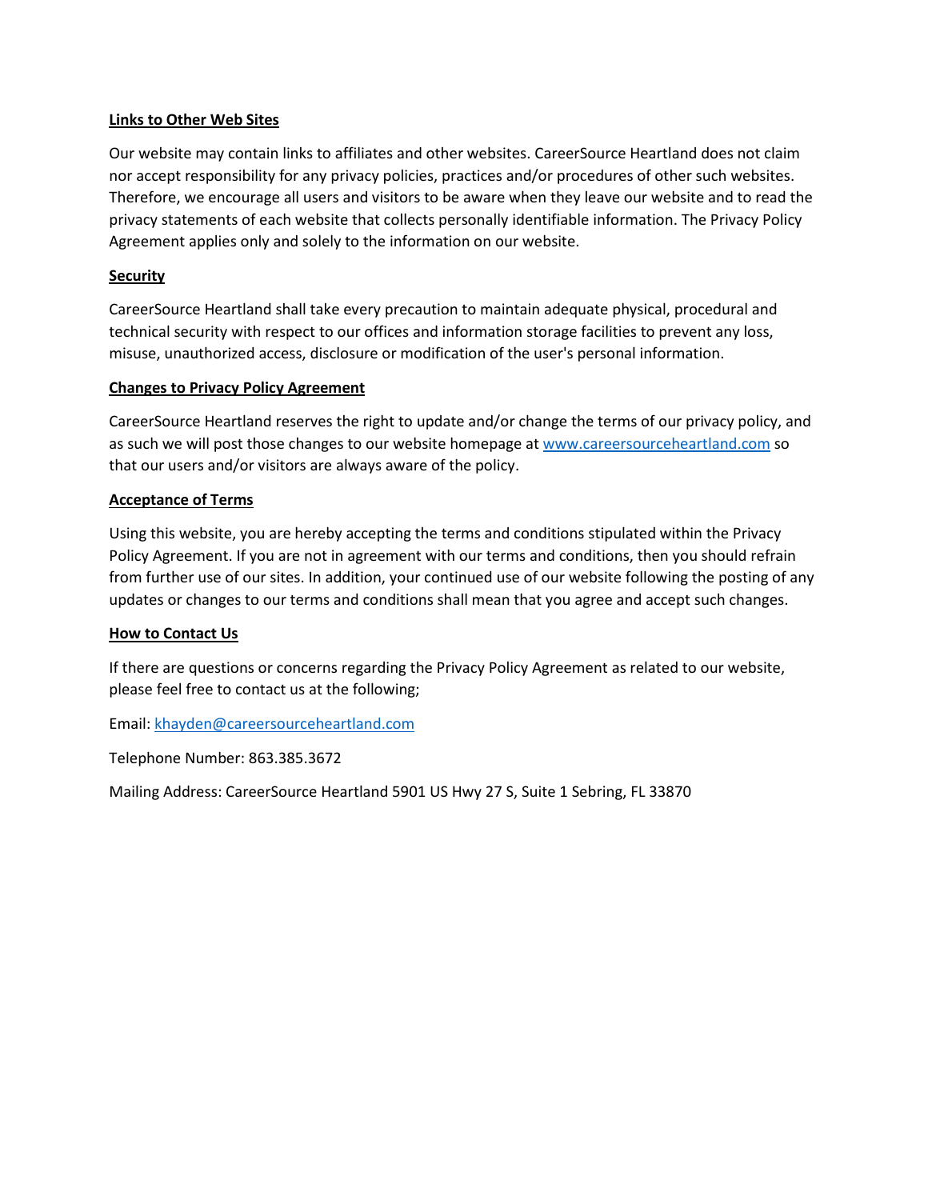**Links to Other Web Sites**

Our website may contain links to affiliates and other websites. CareerSource Heartland does not claim nor accept responsibility for any privacy policies, practices and/or procedures of other such websites. Therefore, we encourage all users and visitors to be aware when they leave our website and to read the privacy statements of each website that collects personally identifiable information. The Privacy Policy Agreement applies only and solely to the information on our website.

**Security**

CareerSource Heartland shall take every precaution to maintain adequate physical, procedural and technical security with respect to our offices and information storage facilities to prevent any loss, misuse, unauthorized access, disclosure or modification of the user's personal information.

**Changes to Privacy Policy Agreement**

CareerSource Heartland reserves the right to update and/or change the terms of our privacy policy, and as such we will post those changes to our website homepage at www.careersourceheartland.com so that our users and/or visitors are always aware of the policy.

**Acceptance of Terms**

Using this website, you are hereby accepting the terms and conditions stipulated within the Privacy Policy Agreement. If you are not in agreement with our terms and conditions, then you should refrain from further use of our sites. In addition, your continued use of our website following the posting of any updates or changes to our terms and conditions shall mean that you agree and accept such changes.

**How to Contact Us**

If there are questions or concerns regarding the Privacy Policy Agreement as related to our website, please feel free to contact us at the following;

Email: khayden@careersourceheartland.com

Telephone Number: 863.385.3672

Mailing Address: CareerSource Heartland 5901 US Hwy 27 S, Suite 1 Sebring, FL 33870